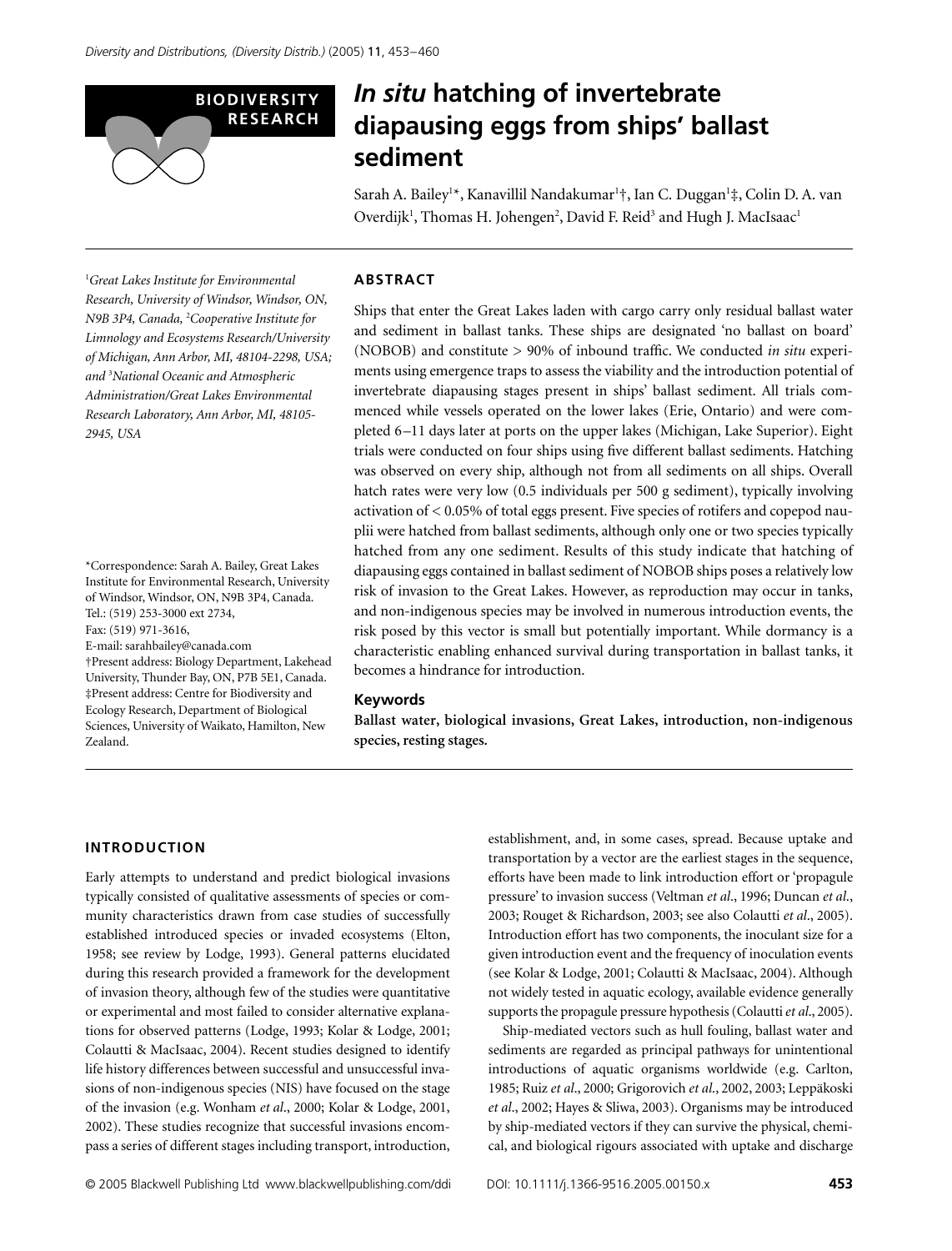BIODIVERSITY RESEARCH

# *In situ* hatching of invertebrate diapausing eggs from ships' ballast sediment

Sarah A. Bailey[1]*, Kanavillil Nandakumar[1]†, Ian C. Duggan[1]‡, Colin D. A. van Overdijk[1], Thomas H. Johengen[2], David F. Reid[3] and Hugh J. MacIsaac[1]

[1]*Great Lakes Institute for Environmental Research, University of Windsor, Windsor, ON, N9B 3P4, Canada,* [2]*Cooperative Institute for Limnology and Ecosystems Research/University of Michigan, Ann Arbor, MI, 48104-2298, USA; and* [3]*National Oceanic and Atmospheric Administration/Great Lakes Environmental Research Laboratory, Ann Arbor, MI, 48105-2945, USA*

*Correspondence: Sarah A. Bailey, Great Lakes Institute for Environmental Research, University of Windsor, Windsor, ON, N9B 3P4, Canada. Tel.: (519) 253-3000 ext 2734, Fax: (519) 971-3616, E-mail: sarahbailey@canada.com
†Present address: Biology Department, Lakehead University, Thunder Bay, ON, P7B 5E1, Canada.
‡Present address: Centre for Biodiversity and Ecology Research, Department of Biological Sciences, University of Waikato, Hamilton, New Zealand.

## ABSTRACT

Ships that enter the Great Lakes laden with cargo carry only residual ballast water and sediment in ballast tanks. These ships are designated 'no ballast on board' (NOBOB) and constitute > 90% of inbound traffic. We conducted *in situ* experiments using emergence traps to assess the viability and the introduction potential of invertebrate diapausing stages present in ships' ballast sediment. All trials commenced while vessels operated on the lower lakes (Erie, Ontario) and were completed 6–11 days later at ports on the upper lakes (Michigan, Lake Superior). Eight trials were conducted on four ships using five different ballast sediments. Hatching was observed on every ship, although not from all sediments on all ships. Overall hatch rates were very low (0.5 individuals per 500 g sediment), typically involving activation of < 0.05% of total eggs present. Five species of rotifers and copepod nauplii were hatched from ballast sediments, although only one or two species typically hatched from any one sediment. Results of this study indicate that hatching of diapausing eggs contained in ballast sediment of NOBOB ships poses a relatively low risk of invasion to the Great Lakes. However, as reproduction may occur in tanks, and non-indigenous species may be involved in numerous introduction events, the risk posed by this vector is small but potentially important. While dormancy is a characteristic enabling enhanced survival during transportation in ballast tanks, it becomes a hindrance for introduction.

### Keywords

**Ballast water, biological invasions, Great Lakes, introduction, non-indigenous species, resting stages.**

## INTRODUCTION

Early attempts to understand and predict biological invasions typically consisted of qualitative assessments of species or community characteristics drawn from case studies of successfully established introduced species or invaded ecosystems (Elton, 1958; see review by Lodge, 1993). General patterns elucidated during this research provided a framework for the development of invasion theory, although few of the studies were quantitative or experimental and most failed to consider alternative explanations for observed patterns (Lodge, 1993; Kolar & Lodge, 2001; Colautti & MacIsaac, 2004). Recent studies designed to identify life history differences between successful and unsuccessful invasions of non-indigenous species (NIS) have focused on the stage of the invasion (e.g. Wonham *et al*., 2000; Kolar & Lodge, 2001, 2002). These studies recognize that successful invasions encompass a series of different stages including transport, introduction, establishment, and, in some cases, spread. Because uptake and transportation by a vector are the earliest stages in the sequence, efforts have been made to link introduction effort or 'propagule pressure' to invasion success (Veltman *et al*., 1996; Duncan *et al*., 2003; Rouget & Richardson, 2003; see also Colautti *et al*., 2005). Introduction effort has two components, the inoculant size for a given introduction event and the frequency of inoculation events (see Kolar & Lodge, 2001; Colautti & MacIsaac, 2004). Although not widely tested in aquatic ecology, available evidence generally supports the propagule pressure hypothesis (Colautti *et al*., 2005).

Ship-mediated vectors such as hull fouling, ballast water and sediments are regarded as principal pathways for unintentional introductions of aquatic organisms worldwide (e.g. Carlton, 1985; Ruiz *et al*., 2000; Grigorovich *et al*., 2002, 2003; Leppäkoski *et al*., 2002; Hayes & Sliwa, 2003). Organisms may be introduced by ship-mediated vectors if they can survive the physical, chemical, and biological rigours associated with uptake and discharge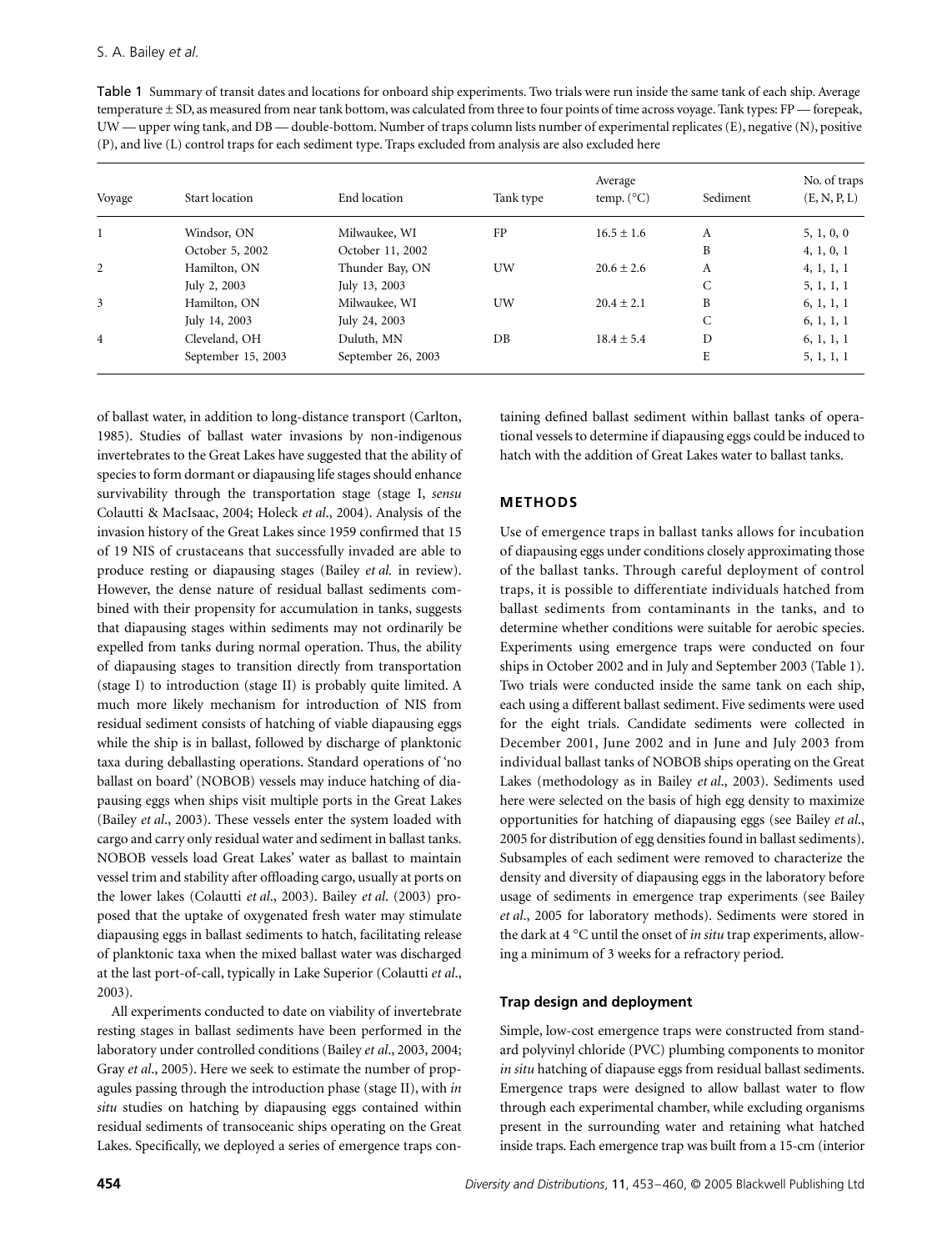Table 1 Summary of transit dates and locations for onboard ship experiments. Two trials were run inside the same tank of each ship. Average temperature ± SD, as measured from near tank bottom, was calculated from three to four points of time across voyage. Tank types: FP — forepeak, UW — upper wing tank, and DB — double-bottom. Number of traps column lists number of experimental replicates (E), negative (N), positive (P), and live (L) control traps for each sediment type. Traps excluded from analysis are also excluded here

| Voyage | Start location | End location | Tank type | Average temp. (°C) | Sediment | No. of traps (E, N, P, L) |
|---|---|---|---|---|---|---|
| 1 | Windsor, ON | Milwaukee, WI | FP | 16.5 ± 1.6 | A | 5, 1, 0, 0 |
| | October 5, 2002 | October 11, 2002 | | | B | 4, 1, 0, 1 |
| 2 | Hamilton, ON | Thunder Bay, ON | UW | 20.6 ± 2.6 | A | 4, 1, 1, 1 |
| | July 2, 2003 | July 13, 2003 | | | C | 5, 1, 1, 1 |
| 3 | Hamilton, ON | Milwaukee, WI | UW | 20.4 ± 2.1 | B | 6, 1, 1, 1 |
| | July 14, 2003 | July 24, 2003 | | | C | 6, 1, 1, 1 |
| 4 | Cleveland, OH | Duluth, MN | DB | 18.4 ± 5.4 | D | 6, 1, 1, 1 |
| | September 15, 2003 | September 26, 2003 | | | E | 5, 1, 1, 1 |

of ballast water, in addition to long-distance transport (Carlton, 1985). Studies of ballast water invasions by non-indigenous invertebrates to the Great Lakes have suggested that the ability of species to form dormant or diapausing life stages should enhance survivability through the transportation stage (stage I, *sensu* Colautti & MacIsaac, 2004; Holeck *et al*., 2004). Analysis of the invasion history of the Great Lakes since 1959 confirmed that 15 of 19 NIS of crustaceans that successfully invaded are able to produce resting or diapausing stages (Bailey *et al.* in review). However, the dense nature of residual ballast sediments combined with their propensity for accumulation in tanks, suggests that diapausing stages within sediments may not ordinarily be expelled from tanks during normal operation. Thus, the ability of diapausing stages to transition directly from transportation (stage I) to introduction (stage II) is probably quite limited. A much more likely mechanism for introduction of NIS from residual sediment consists of hatching of viable diapausing eggs while the ship is in ballast, followed by discharge of planktonic taxa during deballasting operations. Standard operations of 'no ballast on board' (NOBOB) vessels may induce hatching of diapausing eggs when ships visit multiple ports in the Great Lakes (Bailey *et al*., 2003). These vessels enter the system loaded with cargo and carry only residual water and sediment in ballast tanks. NOBOB vessels load Great Lakes' water as ballast to maintain vessel trim and stability after offloading cargo, usually at ports on the lower lakes (Colautti *et al*., 2003). Bailey *et al*. (2003) proposed that the uptake of oxygenated fresh water may stimulate diapausing eggs in ballast sediments to hatch, facilitating release of planktonic taxa when the mixed ballast water was discharged at the last port-of-call, typically in Lake Superior (Colautti *et al*., 2003).

All experiments conducted to date on viability of invertebrate resting stages in ballast sediments have been performed in the laboratory under controlled conditions (Bailey *et al*., 2003, 2004; Gray *et al*., 2005). Here we seek to estimate the number of propagules passing through the introduction phase (stage II), with *in situ* studies on hatching by diapausing eggs contained within residual sediments of transoceanic ships operating on the Great Lakes. Specifically, we deployed a series of emergence traps containing defined ballast sediment within ballast tanks of operational vessels to determine if diapausing eggs could be induced to hatch with the addition of Great Lakes water to ballast tanks.

## METHODS

Use of emergence traps in ballast tanks allows for incubation of diapausing eggs under conditions closely approximating those of the ballast tanks. Through careful deployment of control traps, it is possible to differentiate individuals hatched from ballast sediments from contaminants in the tanks, and to determine whether conditions were suitable for aerobic species. Experiments using emergence traps were conducted on four ships in October 2002 and in July and September 2003 (Table 1). Two trials were conducted inside the same tank on each ship, each using a different ballast sediment. Five sediments were used for the eight trials. Candidate sediments were collected in December 2001, June 2002 and in June and July 2003 from individual ballast tanks of NOBOB ships operating on the Great Lakes (methodology as in Bailey *et al*., 2003). Sediments used here were selected on the basis of high egg density to maximize opportunities for hatching of diapausing eggs (see Bailey *et al*., 2005 for distribution of egg densities found in ballast sediments). Subsamples of each sediment were removed to characterize the density and diversity of diapausing eggs in the laboratory before usage of sediments in emergence trap experiments (see Bailey *et al*., 2005 for laboratory methods). Sediments were stored in the dark at 4 °C until the onset of *in situ* trap experiments, allowing a minimum of 3 weeks for a refractory period.

### Trap design and deployment

Simple, low-cost emergence traps were constructed from standard polyvinyl chloride (PVC) plumbing components to monitor *in situ* hatching of diapause eggs from residual ballast sediments. Emergence traps were designed to allow ballast water to flow through each experimental chamber, while excluding organisms present in the surrounding water and retaining what hatched inside traps. Each emergence trap was built from a 15-cm (interior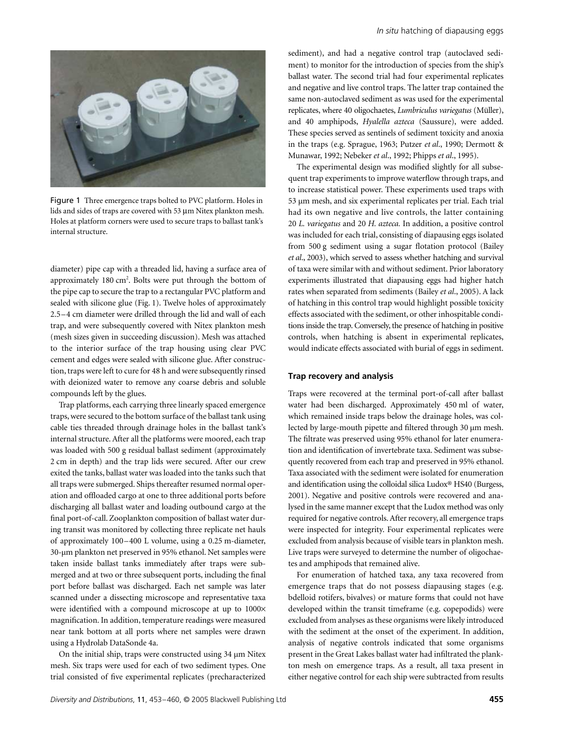Figure 1 Three emergence traps bolted to PVC platform. Holes in lids and sides of traps are covered with 53 µm Nitex plankton mesh. Holes at platform corners were used to secure traps to ballast tank's internal structure.

diameter) pipe cap with a threaded lid, having a surface area of approximately 180 cm$^2$. Bolts were put through the bottom of the pipe cap to secure the trap to a rectangular PVC platform and sealed with silicone glue (Fig. 1). Twelve holes of approximately 2.5–4 cm diameter were drilled through the lid and wall of each trap, and were subsequently covered with Nitex plankton mesh (mesh sizes given in succeeding discussion). Mesh was attached to the interior surface of the trap housing using clear PVC cement and edges were sealed with silicone glue. After construction, traps were left to cure for 48 h and were subsequently rinsed with deionized water to remove any coarse debris and soluble compounds left by the glues.

Trap platforms, each carrying three linearly spaced emergence traps, were secured to the bottom surface of the ballast tank using cable ties threaded through drainage holes in the ballast tank's internal structure. After all the platforms were moored, each trap was loaded with 500 g residual ballast sediment (approximately 2 cm in depth) and the trap lids were secured. After our crew exited the tanks, ballast water was loaded into the tanks such that all traps were submerged. Ships thereafter resumed normal operation and offloaded cargo at one to three additional ports before discharging all ballast water and loading outbound cargo at the final port-of-call. Zooplankton composition of ballast water during transit was monitored by collecting three replicate net hauls of approximately 100–400 L volume, using a 0.25 m-diameter, 30-µm plankton net preserved in 95% ethanol. Net samples were taken inside ballast tanks immediately after traps were submerged and at two or three subsequent ports, including the final port before ballast was discharged. Each net sample was later scanned under a dissecting microscope and representative taxa were identified with a compound microscope at up to 1000× magnification. In addition, temperature readings were measured near tank bottom at all ports where net samples were drawn using a Hydrolab DataSonde 4a.

On the initial ship, traps were constructed using 34 µm Nitex mesh. Six traps were used for each of two sediment types. One trial consisted of five experimental replicates (precharacterized sediment), and had a negative control trap (autoclaved sediment) to monitor for the introduction of species from the ship's ballast water. The second trial had four experimental replicates and negative and live control traps. The latter trap contained the same non-autoclaved sediment as was used for the experimental replicates, where 40 oligochaetes, *Lumbriculus variegatus* (Müller), and 40 amphipods, *Hyalella azteca* (Saussure), were added. These species served as sentinels of sediment toxicity and anoxia in the traps (e.g. Sprague, 1963; Putzer *et al*., 1990; Dermott & Munawar, 1992; Nebeker *et al*., 1992; Phipps *et al*., 1995).

The experimental design was modified slightly for all subsequent trap experiments to improve waterflow through traps, and to increase statistical power. These experiments used traps with 53 µm mesh, and six experimental replicates per trial. Each trial had its own negative and live controls, the latter containing 20 *L. variegatus* and 20 *H. azteca.* In addition, a positive control was included for each trial, consisting of diapausing eggs isolated from 500 g sediment using a sugar flotation protocol (Bailey *et al*., 2003), which served to assess whether hatching and survival of taxa were similar with and without sediment. Prior laboratory experiments illustrated that diapausing eggs had higher hatch rates when separated from sediments (Bailey *et al*., 2005). A lack of hatching in this control trap would highlight possible toxicity effects associated with the sediment, or other inhospitable conditions inside the trap. Conversely, the presence of hatching in positive controls, when hatching is absent in experimental replicates, would indicate effects associated with burial of eggs in sediment.

### Trap recovery and analysis

Traps were recovered at the terminal port-of-call after ballast water had been discharged. Approximately 450 ml of water, which remained inside traps below the drainage holes, was collected by large-mouth pipette and filtered through 30 µm mesh. The filtrate was preserved using 95% ethanol for later enumeration and identification of invertebrate taxa. Sediment was subsequently recovered from each trap and preserved in 95% ethanol. Taxa associated with the sediment were isolated for enumeration and identification using the colloidal silica Ludox® HS40 (Burgess, 2001). Negative and positive controls were recovered and analysed in the same manner except that the Ludox method was only required for negative controls. After recovery, all emergence traps were inspected for integrity. Four experimental replicates were excluded from analysis because of visible tears in plankton mesh. Live traps were surveyed to determine the number of oligochaetes and amphipods that remained alive.

For enumeration of hatched taxa, any taxa recovered from emergence traps that do not possess diapausing stages (e.g. bdelloid rotifers, bivalves) or mature forms that could not have developed within the transit timeframe (e.g. copepodids) were excluded from analyses as these organisms were likely introduced with the sediment at the onset of the experiment. In addition, analysis of negative controls indicated that some organisms present in the Great Lakes ballast water had infiltrated the plankton mesh on emergence traps. As a result, all taxa present in either negative control for each ship were subtracted from results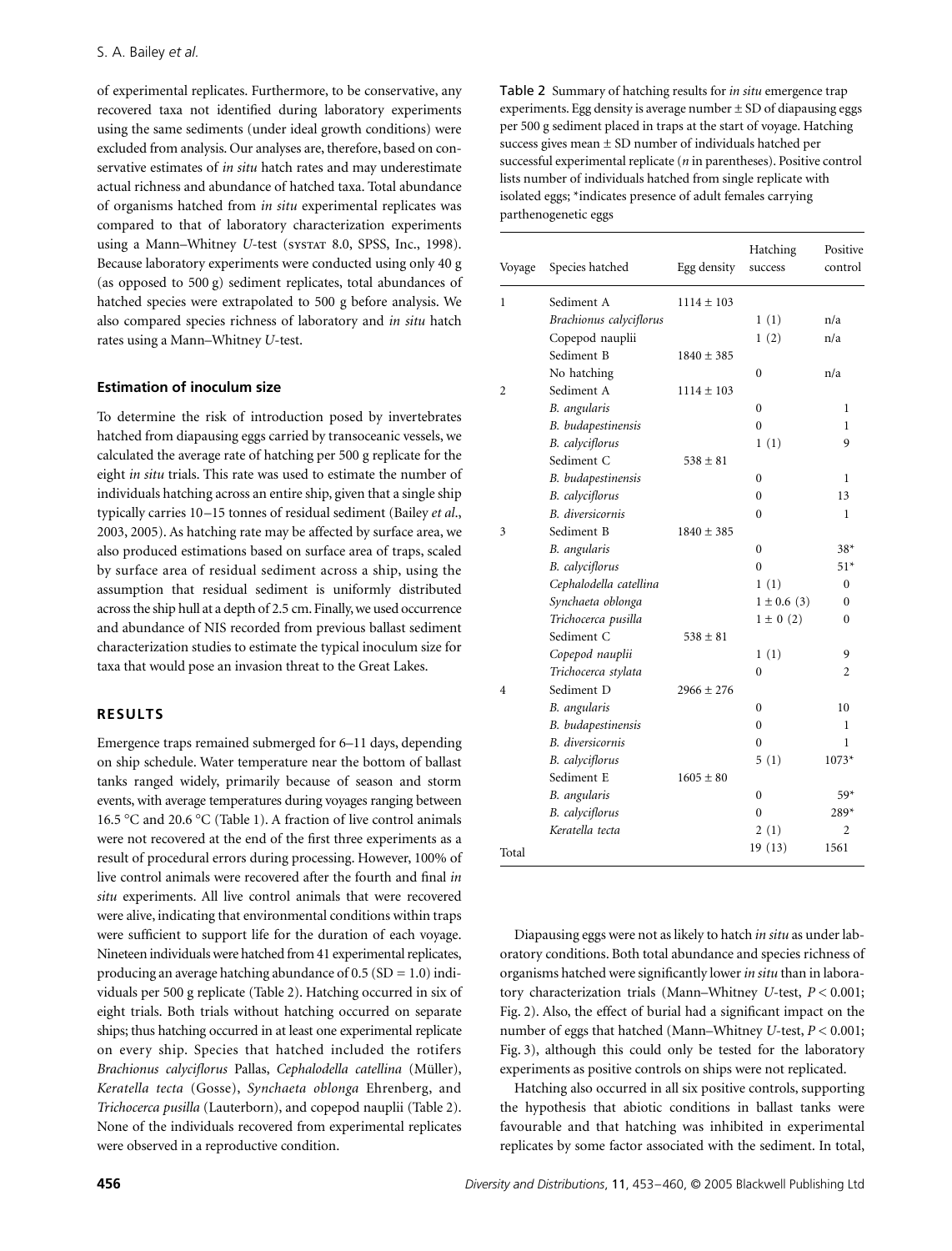of experimental replicates. Furthermore, to be conservative, any recovered taxa not identified during laboratory experiments using the same sediments (under ideal growth conditions) were excluded from analysis. Our analyses are, therefore, based on conservative estimates of *in situ* hatch rates and may underestimate actual richness and abundance of hatched taxa. Total abundance of organisms hatched from *in situ* experimental replicates was compared to that of laboratory characterization experiments using a Mann–Whitney *U*-test (SYSTAT 8.0, SPSS, Inc., 1998). Because laboratory experiments were conducted using only 40 g (as opposed to 500 g) sediment replicates, total abundances of hatched species were extrapolated to 500 g before analysis. We also compared species richness of laboratory and *in situ* hatch rates using a Mann–Whitney *U*-test.

### Estimation of inoculum size

To determine the risk of introduction posed by invertebrates hatched from diapausing eggs carried by transoceanic vessels, we calculated the average rate of hatching per 500 g replicate for the eight *in situ* trials. This rate was used to estimate the number of individuals hatching across an entire ship, given that a single ship typically carries 10–15 tonnes of residual sediment (Bailey *et al*., 2003, 2005). As hatching rate may be affected by surface area, we also produced estimations based on surface area of traps, scaled by surface area of residual sediment across a ship, using the assumption that residual sediment is uniformly distributed across the ship hull at a depth of 2.5 cm. Finally, we used occurrence and abundance of NIS recorded from previous ballast sediment characterization studies to estimate the typical inoculum size for taxa that would pose an invasion threat to the Great Lakes.

## RESULTS

Emergence traps remained submerged for 6–11 days, depending on ship schedule. Water temperature near the bottom of ballast tanks ranged widely, primarily because of season and storm events, with average temperatures during voyages ranging between 16.5 °C and 20.6 °C (Table 1). A fraction of live control animals were not recovered at the end of the first three experiments as a result of procedural errors during processing. However, 100% of live control animals were recovered after the fourth and final *in situ* experiments. All live control animals that were recovered were alive, indicating that environmental conditions within traps were sufficient to support life for the duration of each voyage. Nineteen individuals were hatched from 41 experimental replicates, producing an average hatching abundance of 0.5 (SD = 1.0) individuals per 500 g replicate (Table 2). Hatching occurred in six of eight trials. Both trials without hatching occurred on separate ships; thus hatching occurred in at least one experimental replicate on every ship. Species that hatched included the rotifers *Brachionus calyciflorus* Pallas, *Cephalodella catellina* (Müller), *Keratella tecta* (Gosse), *Synchaeta oblonga* Ehrenberg, and *Trichocerca pusilla* (Lauterborn), and copepod nauplii (Table 2). None of the individuals recovered from experimental replicates were observed in a reproductive condition.

Table 2 Summary of hatching results for *in situ* emergence trap experiments. Egg density is average number ± SD of diapausing eggs per 500 g sediment placed in traps at the start of voyage. Hatching success gives mean ± SD number of individuals hatched per successful experimental replicate (*n* in parentheses). Positive control lists number of individuals hatched from single replicate with isolated eggs; *indicates presence of adult females carrying parthenogenetic eggs

| Voyage | Species hatched | Egg density | Hatching success | Positive control |
|---|---|---|---|---|
| 1 | Sediment A | 1114 ± 103 | | |
| | *Brachionus calyciflorus* | | 1 (1) | n/a |
| | Copepod nauplii | | 1 (2) | n/a |
| | Sediment B | 1840 ± 385 | | |
| | No hatching | | 0 | n/a |
| 2 | Sediment A | 1114 ± 103 | | |
| | *B. angularis* | | 0 | 1 |
| | *B. budapestinensis* | | 0 | 1 |
| | *B. calyciflorus* | | 1 (1) | 9 |
| | Sediment C | 538 ± 81 | | |
| | *B. budapestinensis* | | 0 | 1 |
| | *B. calyciflorus* | | 0 | 13 |
| | *B. diversicornis* | | 0 | 1 |
| 3 | Sediment B | 1840 ± 385 | | |
| | *B. angularis* | | 0 | 38* |
| | *B. calyciflorus* | | 0 | 51* |
| | *Cephalodella catellina* | | 1 (1) | 0 |
| | *Synchaeta oblonga* | | 1 ± 0.6 (3) | 0 |
| | *Trichocerca pusilla* | | 1 ± 0 (2) | 0 |
| | Sediment C | 538 ± 81 | | |
| | *Copepod nauplii* | | 1 (1) | 9 |
| | *Trichocerca stylata* | | 0 | 2 |
| 4 | Sediment D | 2966 ± 276 | | |
| | *B. angularis* | | 0 | 10 |
| | *B. budapestinensis* | | 0 | 1 |
| | *B. diversicornis* | | 0 | 1 |
| | *B. calyciflorus* | | 5 (1) | 1073* |
| | Sediment E | 1605 ± 80 | | |
| | *B. angularis* | | 0 | 59* |
| | *B. calyciflorus* | | 0 | 289* |
| | *Keratella tecta* | | 2 (1) | 2 |
| Total | | | 19 (13) | 1561 |

Diapausing eggs were not as likely to hatch *in situ* as under laboratory conditions. Both total abundance and species richness of organisms hatched were significantly lower *in situ* than in laboratory characterization trials (Mann–Whitney *U*-test, $P < 0.001$; Fig. 2). Also, the effect of burial had a significant impact on the number of eggs that hatched (Mann–Whitney *U*-test, $P < 0.001$; Fig. 3), although this could only be tested for the laboratory experiments as positive controls on ships were not replicated.

Hatching also occurred in all six positive controls, supporting the hypothesis that abiotic conditions in ballast tanks were favourable and that hatching was inhibited in experimental replicates by some factor associated with the sediment. In total,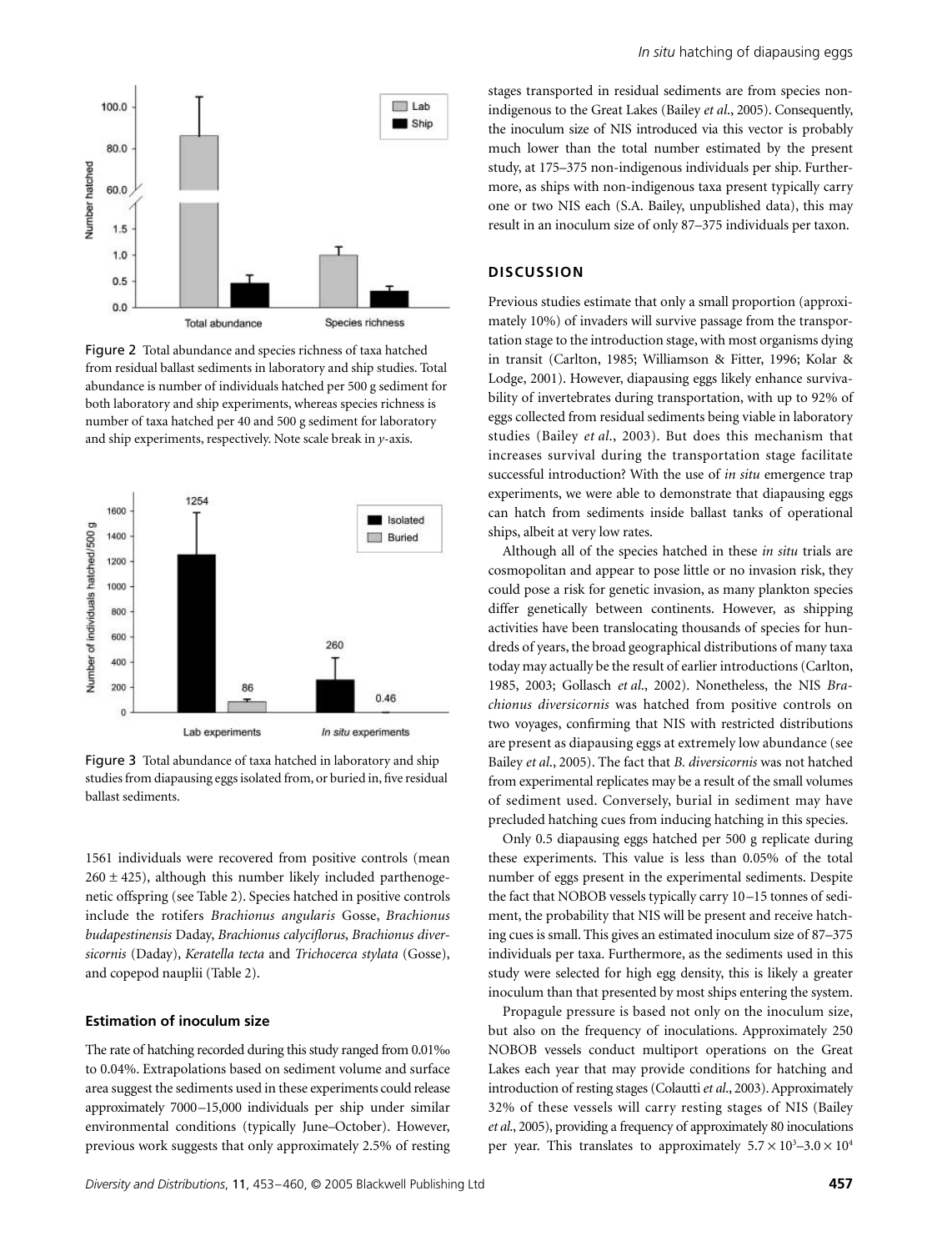Figure 2 Total abundance and species richness of taxa hatched from residual ballast sediments in laboratory and ship studies. Total abundance is number of individuals hatched per 500 g sediment for both laboratory and ship experiments, whereas species richness is number of taxa hatched per 40 and 500 g sediment for laboratory and ship experiments, respectively. Note scale break in *y*-axis.

Figure 3 Total abundance of taxa hatched in laboratory and ship studies from diapausing eggs isolated from, or buried in, five residual ballast sediments.

1561 individuals were recovered from positive controls (mean $260 \pm 425$), although this number likely included parthenogenetic offspring (see Table 2). Species hatched in positive controls include the rotifers *Brachionus angularis* Gosse, *Brachionus budapestinensis* Daday, *Brachionus calyciflorus*, *Brachionus diversicornis* (Daday), *Keratella tecta* and *Trichocerca stylata* (Gosse), and copepod nauplii (Table 2).

### Estimation of inoculum size

The rate of hatching recorded during this study ranged from 0.01‰ to 0.04%. Extrapolations based on sediment volume and surface area suggest the sediments used in these experiments could release approximately 7000–15,000 individuals per ship under similar environmental conditions (typically June–October). However, previous work suggests that only approximately 2.5% of resting stages transported in residual sediments are from species non-indigenous to the Great Lakes (Bailey *et al*., 2005). Consequently, the inoculum size of NIS introduced via this vector is probably much lower than the total number estimated by the present study, at 175–375 non-indigenous individuals per ship. Furthermore, as ships with non-indigenous taxa present typically carry one or two NIS each (S.A. Bailey, unpublished data), this may result in an inoculum size of only 87–375 individuals per taxon.

## DISCUSSION

Previous studies estimate that only a small proportion (approximately 10%) of invaders will survive passage from the transportation stage to the introduction stage, with most organisms dying in transit (Carlton, 1985; Williamson & Fitter, 1996; Kolar & Lodge, 2001). However, diapausing eggs likely enhance survivability of invertebrates during transportation, with up to 92% of eggs collected from residual sediments being viable in laboratory studies (Bailey *et al*., 2003). But does this mechanism that increases survival during the transportation stage facilitate successful introduction? With the use of *in situ* emergence trap experiments, we were able to demonstrate that diapausing eggs can hatch from sediments inside ballast tanks of operational ships, albeit at very low rates.

Although all of the species hatched in these *in situ* trials are cosmopolitan and appear to pose little or no invasion risk, they could pose a risk for genetic invasion, as many plankton species differ genetically between continents. However, as shipping activities have been translocating thousands of species for hundreds of years, the broad geographical distributions of many taxa today may actually be the result of earlier introductions (Carlton, 1985, 2003; Gollasch *et al*., 2002). Nonetheless, the NIS *Brachionus diversicornis* was hatched from positive controls on two voyages, confirming that NIS with restricted distributions are present as diapausing eggs at extremely low abundance (see Bailey *et al*., 2005). The fact that *B. diversicornis* was not hatched from experimental replicates may be a result of the small volumes of sediment used. Conversely, burial in sediment may have precluded hatching cues from inducing hatching in this species.

Only 0.5 diapausing eggs hatched per 500 g replicate during these experiments. This value is less than 0.05% of the total number of eggs present in the experimental sediments. Despite the fact that NOBOB vessels typically carry 10–15 tonnes of sediment, the probability that NIS will be present and receive hatching cues is small. This gives an estimated inoculum size of 87–375 individuals per taxa. Furthermore, as the sediments used in this study were selected for high egg density, this is likely a greater inoculum than that presented by most ships entering the system.

Propagule pressure is based not only on the inoculum size, but also on the frequency of inoculations. Approximately 250 NOBOB vessels conduct multiport operations on the Great Lakes each year that may provide conditions for hatching and introduction of resting stages (Colautti *et al*., 2003). Approximately 32% of these vessels will carry resting stages of NIS (Bailey *et al*., 2005), providing a frequency of approximately 80 inoculations per year. This translates to approximately $5.7 \times 10^3$–$3.0 \times 10^4$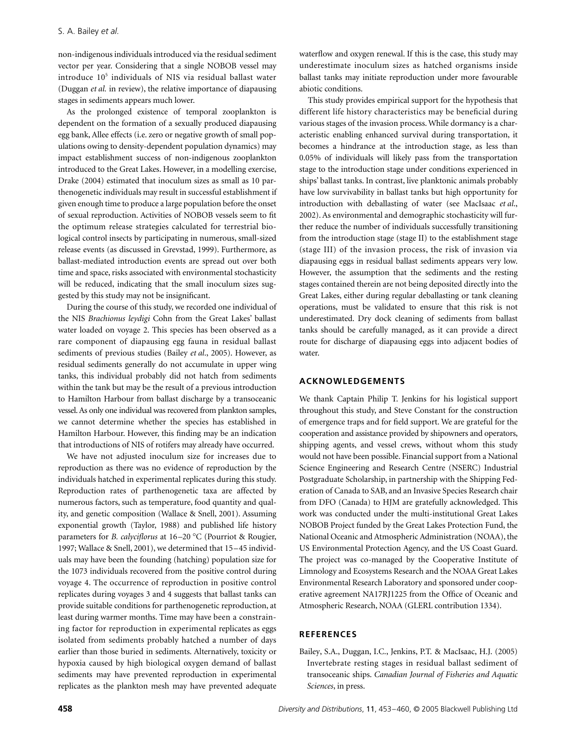non-indigenous individuals introduced via the residual sediment vector per year. Considering that a single NOBOB vessel may introduce $10^5$ individuals of NIS via residual ballast water (Duggan *et al.* in review), the relative importance of diapausing stages in sediments appears much lower.

As the prolonged existence of temporal zooplankton is dependent on the formation of a sexually produced diapausing egg bank, Allee effects (i.e. zero or negative growth of small populations owing to density-dependent population dynamics) may impact establishment success of non-indigenous zooplankton introduced to the Great Lakes. However, in a modelling exercise, Drake (2004) estimated that inoculum sizes as small as 10 parthenogenetic individuals may result in successful establishment if given enough time to produce a large population before the onset of sexual reproduction. Activities of NOBOB vessels seem to fit the optimum release strategies calculated for terrestrial biological control insects by participating in numerous, small-sized release events (as discussed in Grevstad, 1999). Furthermore, as ballast-mediated introduction events are spread out over both time and space, risks associated with environmental stochasticity will be reduced, indicating that the small inoculum sizes suggested by this study may not be insignificant.

During the course of this study, we recorded one individual of the NIS *Brachionus leydigi* Cohn from the Great Lakes' ballast water loaded on voyage 2. This species has been observed as a rare component of diapausing egg fauna in residual ballast sediments of previous studies (Bailey *et al*., 2005). However, as residual sediments generally do not accumulate in upper wing tanks, this individual probably did not hatch from sediments within the tank but may be the result of a previous introduction to Hamilton Harbour from ballast discharge by a transoceanic vessel. As only one individual was recovered from plankton samples, we cannot determine whether the species has established in Hamilton Harbour. However, this finding may be an indication that introductions of NIS of rotifers may already have occurred.

We have not adjusted inoculum size for increases due to reproduction as there was no evidence of reproduction by the individuals hatched in experimental replicates during this study. Reproduction rates of parthenogenetic taxa are affected by numerous factors, such as temperature, food quantity and quality, and genetic composition (Wallace & Snell, 2001). Assuming exponential growth (Taylor, 1988) and published life history parameters for *B. calyciflorus* at 16–20 °C (Pourriot & Rougier, 1997; Wallace & Snell, 2001), we determined that 15–45 individuals may have been the founding (hatching) population size for the 1073 individuals recovered from the positive control during voyage 4. The occurrence of reproduction in positive control replicates during voyages 3 and 4 suggests that ballast tanks can provide suitable conditions for parthenogenetic reproduction, at least during warmer months. Time may have been a constraining factor for reproduction in experimental replicates as eggs isolated from sediments probably hatched a number of days earlier than those buried in sediments. Alternatively, toxicity or hypoxia caused by high biological oxygen demand of ballast sediments may have prevented reproduction in experimental replicates as the plankton mesh may have prevented adequate waterflow and oxygen renewal. If this is the case, this study may underestimate inoculum sizes as hatched organisms inside ballast tanks may initiate reproduction under more favourable abiotic conditions.

This study provides empirical support for the hypothesis that different life history characteristics may be beneficial during various stages of the invasion process. While dormancy is a characteristic enabling enhanced survival during transportation, it becomes a hindrance at the introduction stage, as less than 0.05% of individuals will likely pass from the transportation stage to the introduction stage under conditions experienced in ships' ballast tanks. In contrast, live planktonic animals probably have low survivability in ballast tanks but high opportunity for introduction with deballasting of water (see MacIsaac *et al*., 2002). As environmental and demographic stochasticity will further reduce the number of individuals successfully transitioning from the introduction stage (stage II) to the establishment stage (stage III) of the invasion process, the risk of invasion via diapausing eggs in residual ballast sediments appears very low. However, the assumption that the sediments and the resting stages contained therein are not being deposited directly into the Great Lakes, either during regular deballasting or tank cleaning operations, must be validated to ensure that this risk is not underestimated. Dry dock cleaning of sediments from ballast tanks should be carefully managed, as it can provide a direct route for discharge of diapausing eggs into adjacent bodies of water.

## ACKNOWLEDGEMENTS

We thank Captain Philip T. Jenkins for his logistical support throughout this study, and Steve Constant for the construction of emergence traps and for field support. We are grateful for the cooperation and assistance provided by shipowners and operators, shipping agents, and vessel crews, without whom this study would not have been possible. Financial support from a National Science Engineering and Research Centre (NSERC) Industrial Postgraduate Scholarship, in partnership with the Shipping Federation of Canada to SAB, and an Invasive Species Research chair from DFO (Canada) to HJM are gratefully acknowledged. This work was conducted under the multi-institutional Great Lakes NOBOB Project funded by the Great Lakes Protection Fund, the National Oceanic and Atmospheric Administration (NOAA), the US Environmental Protection Agency, and the US Coast Guard. The project was co-managed by the Cooperative Institute of Limnology and Ecosystems Research and the NOAA Great Lakes Environmental Research Laboratory and sponsored under cooperative agreement NA17RJ1225 from the Office of Oceanic and Atmospheric Research, NOAA (GLERL contribution 1334).

## REFERENCES

Bailey, S.A., Duggan, I.C., Jenkins, P.T. & MacIsaac, H.J. (2005) Invertebrate resting stages in residual ballast sediment of transoceanic ships. *Canadian Journal of Fisheries and Aquatic Sciences*, in press.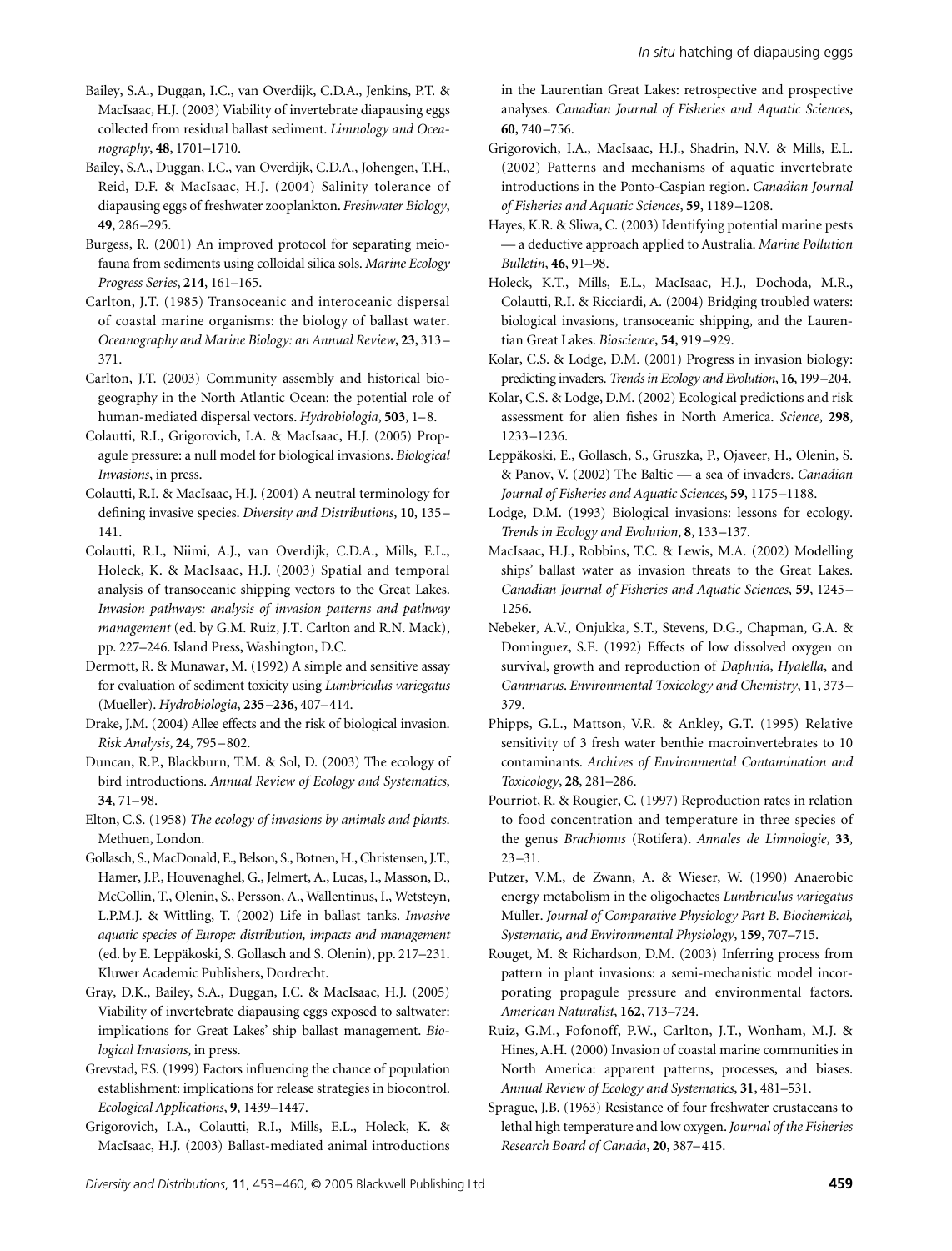Bailey, S.A., Duggan, I.C., van Overdijk, C.D.A., Jenkins, P.T. & MacIsaac, H.J. (2003) Viability of invertebrate diapausing eggs collected from residual ballast sediment. *Limnology and Oceanography*, **48**, 1701–1710.

Bailey, S.A., Duggan, I.C., van Overdijk, C.D.A., Johengen, T.H., Reid, D.F. & MacIsaac, H.J. (2004) Salinity tolerance of diapausing eggs of freshwater zooplankton. *Freshwater Biology*, **49**, 286–295.

Burgess, R. (2001) An improved protocol for separating meiofauna from sediments using colloidal silica sols. *Marine Ecology Progress Series*, **214**, 161–165.

Carlton, J.T. (1985) Transoceanic and interoceanic dispersal of coastal marine organisms: the biology of ballast water. *Oceanography and Marine Biology: an Annual Review*, **23**, 313–371.

Carlton, J.T. (2003) Community assembly and historical biogeography in the North Atlantic Ocean: the potential role of human-mediated dispersal vectors. *Hydrobiologia*, **503**, 1–8.

Colautti, R.I., Grigorovich, I.A. & MacIsaac, H.J. (2005) Propagule pressure: a null model for biological invasions. *Biological Invasions*, in press.

Colautti, R.I. & MacIsaac, H.J. (2004) A neutral terminology for defining invasive species. *Diversity and Distributions*, **10**, 135–141.

Colautti, R.I., Niimi, A.J., van Overdijk, C.D.A., Mills, E.L., Holeck, K. & MacIsaac, H.J. (2003) Spatial and temporal analysis of transoceanic shipping vectors to the Great Lakes. *Invasion pathways: analysis of invasion patterns and pathway management* (ed. by G.M. Ruiz, J.T. Carlton and R.N. Mack), pp. 227–246. Island Press, Washington, D.C.

Dermott, R. & Munawar, M. (1992) A simple and sensitive assay for evaluation of sediment toxicity using *Lumbriculus variegatus* (Mueller). *Hydrobiologia*, **235–236**, 407–414.

Drake, J.M. (2004) Allee effects and the risk of biological invasion. *Risk Analysis*, **24**, 795–802.

Duncan, R.P., Blackburn, T.M. & Sol, D. (2003) The ecology of bird introductions. *Annual Review of Ecology and Systematics*, **34**, 71–98.

Elton, C.S. (1958) *The ecology of invasions by animals and plants*. Methuen, London.

Gollasch, S., MacDonald, E., Belson, S., Botnen, H., Christensen, J.T., Hamer, J.P., Houvenaghel, G., Jelmert, A., Lucas, I., Masson, D., McCollin, T., Olenin, S., Persson, A., Wallentinus, I., Wetsteyn, L.P.M.J. & Wittling, T. (2002) Life in ballast tanks. *Invasive aquatic species of Europe: distribution, impacts and management* (ed. by E. Leppäkoski, S. Gollasch and S. Olenin), pp. 217–231. Kluwer Academic Publishers, Dordrecht.

Gray, D.K., Bailey, S.A., Duggan, I.C. & MacIsaac, H.J. (2005) Viability of invertebrate diapausing eggs exposed to saltwater: implications for Great Lakes' ship ballast management. *Biological Invasions*, in press.

Grevstad, F.S. (1999) Factors influencing the chance of population establishment: implications for release strategies in biocontrol. *Ecological Applications*, **9**, 1439–1447.

Grigorovich, I.A., Colautti, R.I., Mills, E.L., Holeck, K. & MacIsaac, H.J. (2003) Ballast-mediated animal introductions in the Laurentian Great Lakes: retrospective and prospective analyses. *Canadian Journal of Fisheries and Aquatic Sciences*, **60**, 740–756.

Grigorovich, I.A., MacIsaac, H.J., Shadrin, N.V. & Mills, E.L. (2002) Patterns and mechanisms of aquatic invertebrate introductions in the Ponto-Caspian region. *Canadian Journal of Fisheries and Aquatic Sciences*, **59**, 1189–1208.

Hayes, K.R. & Sliwa, C. (2003) Identifying potential marine pests — a deductive approach applied to Australia. *Marine Pollution Bulletin*, **46**, 91–98.

Holeck, K.T., Mills, E.L., MacIsaac, H.J., Dochoda, M.R., Colautti, R.I. & Ricciardi, A. (2004) Bridging troubled waters: biological invasions, transoceanic shipping, and the Laurentian Great Lakes. *Bioscience*, **54**, 919–929.

Kolar, C.S. & Lodge, D.M. (2001) Progress in invasion biology: predicting invaders. *Trends in Ecology and Evolution*, **16**, 199–204.

Kolar, C.S. & Lodge, D.M. (2002) Ecological predictions and risk assessment for alien fishes in North America. *Science*, **298**, 1233–1236.

Leppäkoski, E., Gollasch, S., Gruszka, P., Ojaveer, H., Olenin, S. & Panov, V. (2002) The Baltic — a sea of invaders. *Canadian Journal of Fisheries and Aquatic Sciences*, **59**, 1175–1188.

Lodge, D.M. (1993) Biological invasions: lessons for ecology. *Trends in Ecology and Evolution*, **8**, 133–137.

MacIsaac, H.J., Robbins, T.C. & Lewis, M.A. (2002) Modelling ships' ballast water as invasion threats to the Great Lakes. *Canadian Journal of Fisheries and Aquatic Sciences*, **59**, 1245–1256.

Nebeker, A.V., Onjukka, S.T., Stevens, D.G., Chapman, G.A. & Dominguez, S.E. (1992) Effects of low dissolved oxygen on survival, growth and reproduction of *Daphnia*, *Hyalella*, and *Gammarus*. *Environmental Toxicology and Chemistry*, **11**, 373–379.

Phipps, G.L., Mattson, V.R. & Ankley, G.T. (1995) Relative sensitivity of 3 fresh water benthie macroinvertebrates to 10 contaminants. *Archives of Environmental Contamination and Toxicology*, **28**, 281–286.

Pourriot, R. & Rougier, C. (1997) Reproduction rates in relation to food concentration and temperature in three species of the genus *Brachionus* (Rotifera). *Annales de Limnologie*, **33**, 23–31.

Putzer, V.M., de Zwann, A. & Wieser, W. (1990) Anaerobic energy metabolism in the oligochaetes *Lumbriculus variegatus* Müller. *Journal of Comparative Physiology Part B. Biochemical, Systematic, and Environmental Physiology*, **159**, 707–715.

Rouget, M. & Richardson, D.M. (2003) Inferring process from pattern in plant invasions: a semi-mechanistic model incorporating propagule pressure and environmental factors. *American Naturalist*, **162**, 713–724.

Ruiz, G.M., Fofonoff, P.W., Carlton, J.T., Wonham, M.J. & Hines, A.H. (2000) Invasion of coastal marine communities in North America: apparent patterns, processes, and biases. *Annual Review of Ecology and Systematics*, **31**, 481–531.

Sprague, J.B. (1963) Resistance of four freshwater crustaceans to lethal high temperature and low oxygen. *Journal of the Fisheries Research Board of Canada*, **20**, 387–415.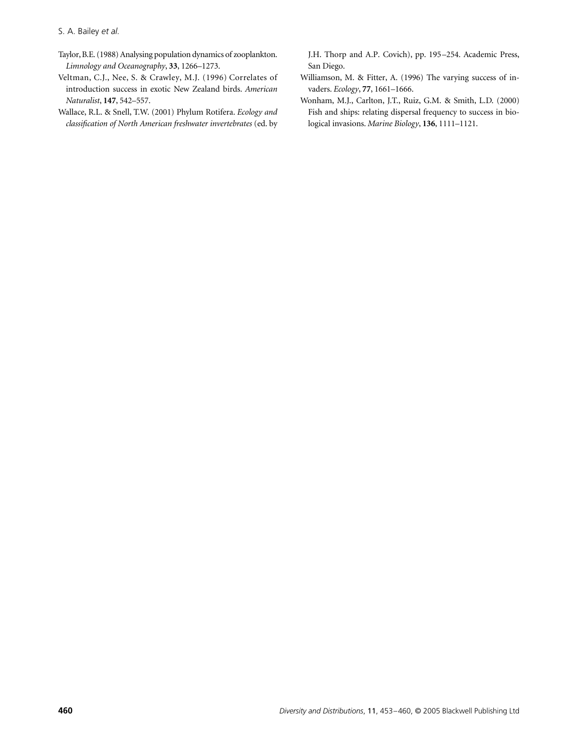Taylor, B.E. (1988) Analysing population dynamics of zooplankton. *Limnology and Oceanography*, **33**, 1266–1273.

Veltman, C.J., Nee, S. & Crawley, M.J. (1996) Correlates of introduction success in exotic New Zealand birds. *American Naturalist*, **147**, 542–557.

Wallace, R.L. & Snell, T.W. (2001) Phylum Rotifera. *Ecology and classification of North American freshwater invertebrates* (ed. by J.H. Thorp and A.P. Covich), pp. 195–254. Academic Press, San Diego.

Williamson, M. & Fitter, A. (1996) The varying success of invaders. *Ecology*, **77**, 1661–1666.

Wonham, M.J., Carlton, J.T., Ruiz, G.M. & Smith, L.D. (2000) Fish and ships: relating dispersal frequency to success in biological invasions. *Marine Biology*, **136**, 1111–1121.